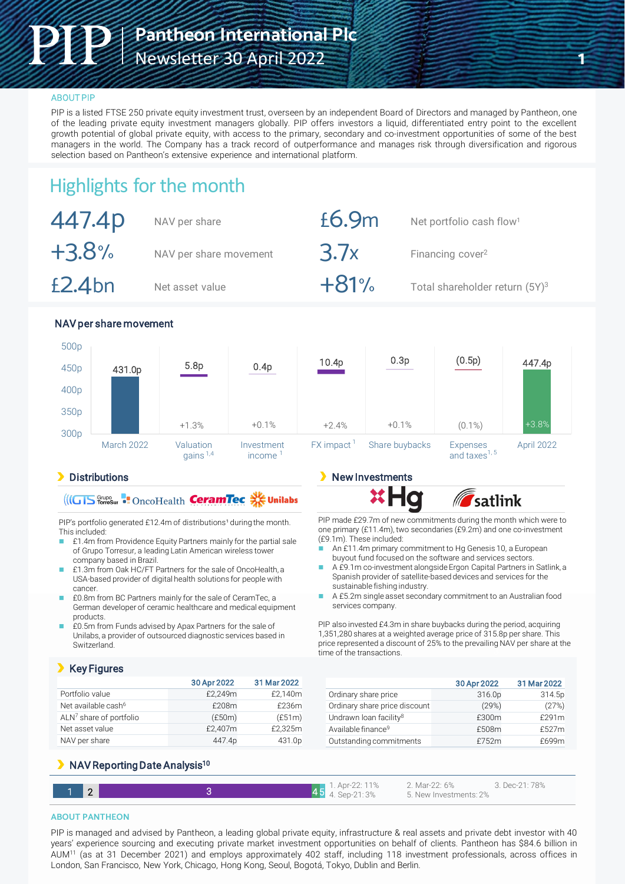# Pantheon International Plc
## Newsletter 30 April 2022

ABOUT PIP

PIP is a listed FTSE 250 private equity investment trust, overseen by an independent Board of Directors and managed by Pantheon, one of the leading private equity investment managers globally. PIP offers investors a liquid, differentiated entry point to the excellent growth potential of global private equity, with access to the primary, secondary and co-investment opportunities of some of the best managers in the world. The Company has a track record of outperformance and manages risk through diversification and rigorous selection based on Pantheon's extensive experience and international platform.

## Highlights for the month

| | | | |
|---|---|---|---|
| 447.4p | NAV per share | £6.9m | Net portfolio cash flow[1] |
| +3.8% | NAV per share movement | 3.7x | Financing cover[2] |
| £2.4bn | Net asset value | +81% | Total shareholder return (5Y)[3] |

### NAV per share movement

| | March 2022 | Valuation gains[1,4] | Investment income[1] | FX impact[1] | Share buybacks | Expenses and taxes[1,5] | April 2022 |
|---|---|---|---|---|---|---|---|
| Value | 431.0p | 5.8p | 0.4p | 10.4p | 0.3p | (0.5p) | 447.4p |
| Movement | | +1.3% | +0.1% | +2.4% | +0.1% | (0.1%) | +3.8% |

### Distributions

PIP's portfolio generated £12.4m of distributions[1] during the month. This included:

- £1.4m from Providence Equity Partners mainly for the partial sale of Grupo Torresur, a leading Latin American wireless tower company based in Brazil.
- £1.3m from Oak HC/FT Partners for the sale of OncoHealth, a USA-based provider of digital health solutions for people with cancer.
- £0.8m from BC Partners mainly for the sale of CeramTec, a German developer of ceramic healthcare and medical equipment products.
- £0.5m from Funds advised by Apax Partners for the sale of Unilabs, a provider of outsourced diagnostic services based in Switzerland.

### New Investments

PIP made £29.7m of new commitments during the month which were to one primary (£11.4m), two secondaries (£9.2m) and one co-investment (£9.1m). These included:

- An £11.4m primary commitment to Hg Genesis 10, a European buyout fund focused on the software and services sectors.
- A £9.1m co-investment alongside Ergon Capital Partners in Satlink, a Spanish provider of satellite-based devices and services for the sustainable fishing industry.
- A £5.2m single asset secondary commitment to an Australian food services company.

PIP also invested £4.3m in share buybacks during the period, acquiring 1,351,280 shares at a weighted average price of 315.8p per share. This price represented a discount of 25% to the prevailing NAV per share at the time of the transactions.

### Key Figures

| | 30 Apr 2022 | 31 Mar 2022 |
|---|---|---|
| Portfolio value | £2,249m | £2,140m |
| Net available cash[6] | £208m | £236m |
| ALN[7] share of portfolio | (£50m) | (£51m) |
| Net asset value | £2,407m | £2,325m |
| NAV per share | 447.4p | 431.0p |

| | 30 Apr 2022 | 31 Mar 2022 |
|---|---|---|
| Ordinary share price | 316.0p | 314.5p |
| Ordinary share price discount | (29%) | (27%) |
| Undrawn loan facility[8] | £300m | £291m |
| Available finance[9] | £508m | £527m |
| Outstanding commitments | £752m | £699m |

### NAV Reporting Date Analysis[10]

1. Apr-22: 11%
2. Mar-22: 6%
3. Dec-21: 78%
4. Sep-21: 3%
5. New Investments: 2%

ABOUT PANTHEON

PIP is managed and advised by Pantheon, a leading global private equity, infrastructure & real assets and private debt investor with 40 years' experience sourcing and executing private market investment opportunities on behalf of clients. Pantheon has $84.6 billion in AUM[11] (as at 31 December 2021) and employs approximately 402 staff, including 118 investment professionals, across offices in London, San Francisco, New York, Chicago, Hong Kong, Seoul, Bogotá, Tokyo, Dublin and Berlin.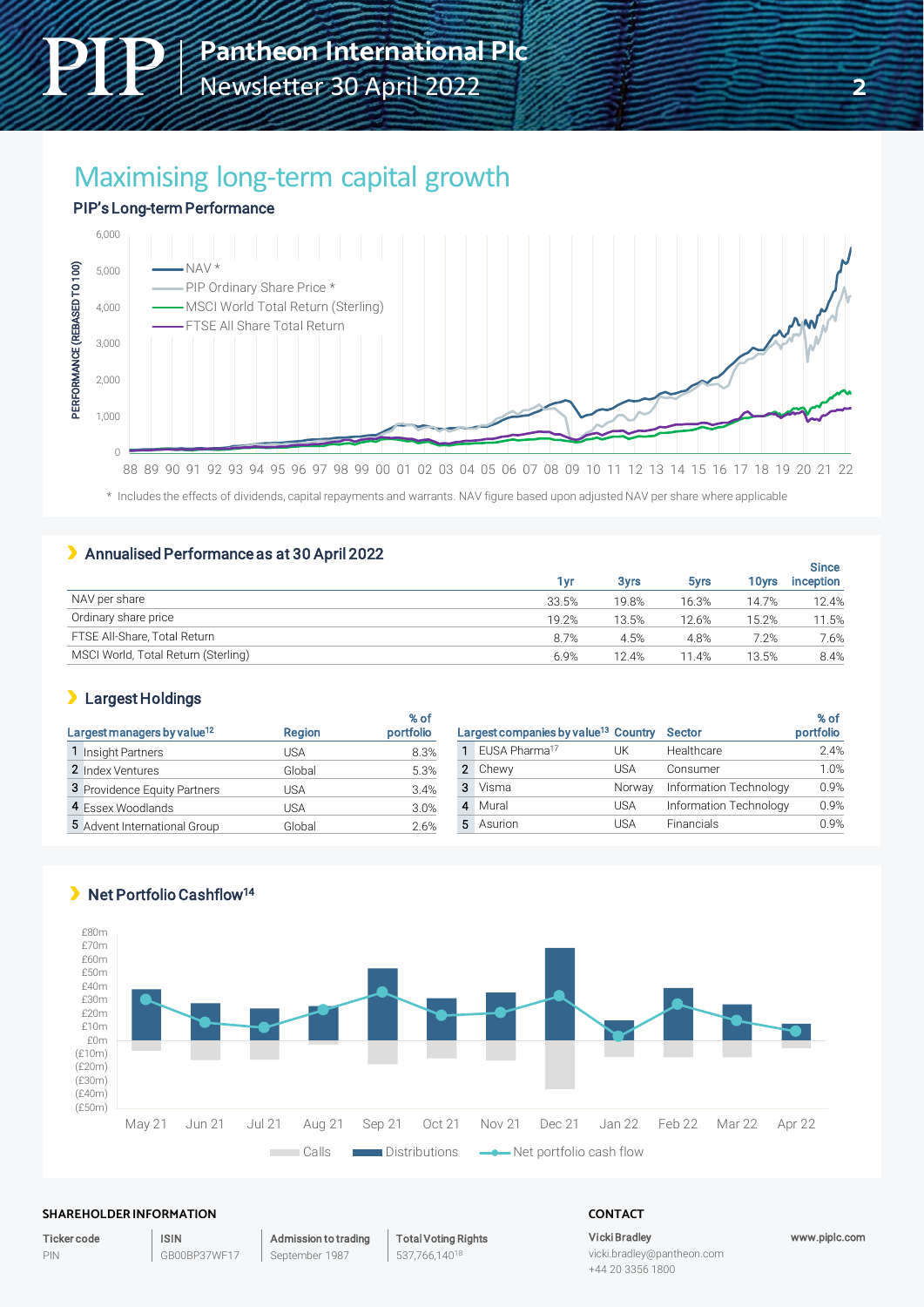## Maximising long-term capital growth

### PIP's Long-term Performance

* Includes the effects of dividends, capital repayments and warrants. NAV figure based upon adjusted NAV per share where applicable

### Annualised Performance as at 30 April 2022

| | 1yr | 3yrs | 5yrs | 10yrs | Since inception |
|---|---|---|---|---|---|
| NAV per share | 33.5% | 19.8% | 16.3% | 14.7% | 12.4% |
| Ordinary share price | 19.2% | 13.5% | 12.6% | 15.2% | 11.5% |
| FTSE All-Share, Total Return | 8.7% | 4.5% | 4.8% | 7.2% | 7.6% |
| MSCI World, Total Return (Sterling) | 6.9% | 12.4% | 11.4% | 13.5% | 8.4% |

### Largest Holdings

| | Largest managers by value[12] | Region | % of portfolio |
|---|---|---|---|
| 1 | Insight Partners | USA | 8.3% |
| 2 | Index Ventures | Global | 5.3% |
| 3 | Providence Equity Partners | USA | 3.4% |
| 4 | Essex Woodlands | USA | 3.0% |
| 5 | Advent International Group | Global | 2.6% |

| | Largest companies by value[13] | Country | Sector | % of portfolio |
|---|---|---|---|---|
| 1 | EUSA Pharma[17] | UK | Healthcare | 2.4% |
| 2 | Chewy | USA | Consumer | 1.0% |
| 3 | Visma | Norway | Information Technology | 0.9% |
| 4 | Mural | USA | Information Technology | 0.9% |
| 5 | Asurion | USA | Financials | 0.9% |

### Net Portfolio Cashflow[14]

**SHAREHOLDER INFORMATION**

| Ticker code | ISIN | Admission to trading | Total Voting Rights |
|---|---|---|---|
| PIN | GB00BP37WF17 | September 1987 | 537,766,140[18] |

**CONTACT**

Vicki Bradley
vicki.bradley@pantheon.com
+44 20 3356 1800

www.piplc.com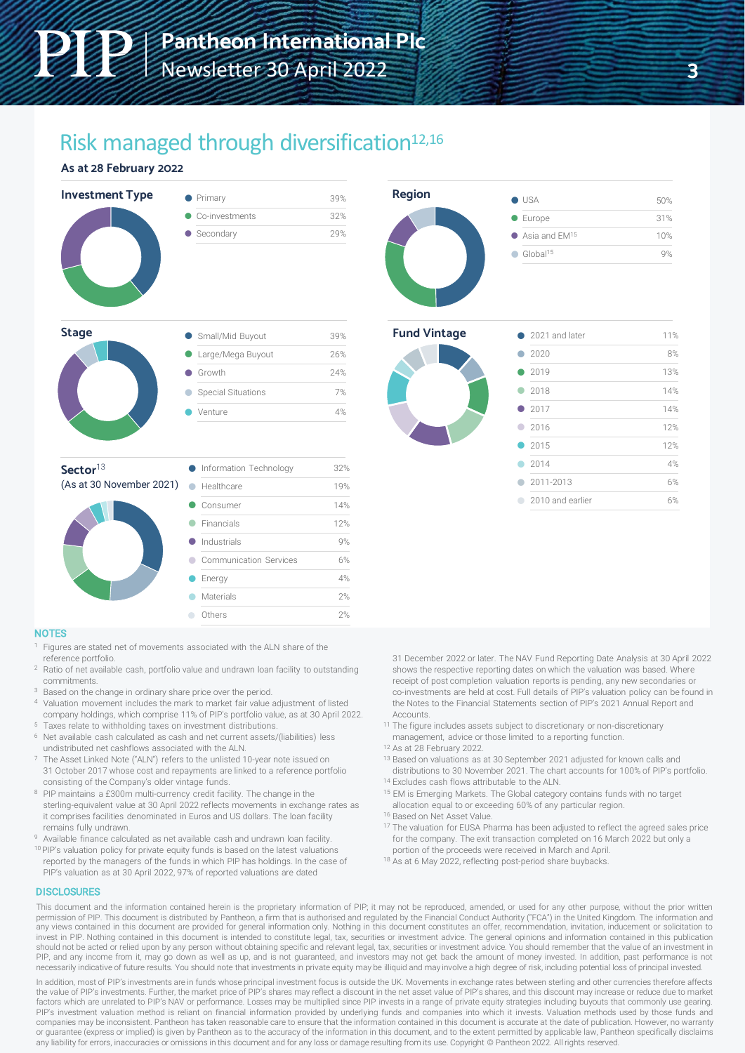## Risk managed through diversification[12,16]

**As at 28 February 2022**

**Investment Type**

Primary 39%
Co-investments 32%
Secondary 29%

**Region**

USA 50%
Europe 31%
Asia and EM[15] 10%
Global[15] 9%

**Stage**

Small/Mid Buyout 39%
Large/Mega Buyout 26%
Growth 24%
Special Situations 7%
Venture 4%

**Fund Vintage**

2021 and later 11%
2020 8%
2019 13%
2018 14%
2017 14%
2016 12%
2015 12%
2014 4%
2011-2013 6%
2010 and earlier 6%

**Sector**[13]
(As at 30 November 2021)

Information Technology 32%
Healthcare 19%
Consumer 14%
Financials 12%
Industrials 9%
Communication Services 6%
Energy 4%
Materials 2%
Others 2%

### NOTES

1. Figures are stated net of movements associated with the ALN share of the reference portfolio.
2. Ratio of net available cash, portfolio value and undrawn loan facility to outstanding commitments.
3. Based on the change in ordinary share price over the period.
4. Valuation movement includes the mark to market fair value adjustment of listed company holdings, which comprise 11% of PIP's portfolio value, as at 30 April 2022.
5. Taxes relate to withholding taxes on investment distributions.
6. Net available cash calculated as cash and net current assets/(liabilities) less undistributed net cashflows associated with the ALN.
7. The Asset Linked Note ("ALN") refers to the unlisted 10-year note issued on 31 October 2017 whose cost and repayments are linked to a reference portfolio consisting of the Company's older vintage funds.
8. PIP maintains a £300m multi-currency credit facility. The change in the sterling-equivalent value at 30 April 2022 reflects movements in exchange rates as it comprises facilities denominated in Euros and US dollars. The loan facility remains fully undrawn.
9. Available finance calculated as net available cash and undrawn loan facility.
10. PIP's valuation policy for private equity funds is based on the latest valuations reported by the managers of the funds in which PIP has holdings. In the case of PIP's valuation as at 30 April 2022, 97% of reported valuations are dated 31 December 2022 or later. The NAV Fund Reporting Date Analysis at 30 April 2022 shows the respective reporting dates on which the valuation was based. Where receipt of post completion valuation reports is pending, any new secondaries or co-investments are held at cost. Full details of PIP's valuation policy can be found in the Notes to the Financial Statements section of PIP's 2021 Annual Report and Accounts.
11. The figure includes assets subject to discretionary or non-discretionary management, advice or those limited to a reporting function.
12. As at 28 February 2022.
13. Based on valuations as at 30 September 2021 adjusted for known calls and distributions to 30 November 2021. The chart accounts for 100% of PIP's portfolio.
14. Excludes cash flows attributable to the ALN.
15. EM is Emerging Markets. The Global category contains funds with no target allocation equal to or exceeding 60% of any particular region.
16. Based on Net Asset Value.
17. The valuation for EUSA Pharma has been adjusted to reflect the agreed sales price for the company. The exit transaction completed on 16 March 2022 but only a portion of the proceeds were received in March and April.
18. As at 6 May 2022, reflecting post-period share buybacks.

### DISCLOSURES

This document and the information contained herein is the proprietary information of PIP; it may not be reproduced, amended, or used for any other purpose, without the prior written permission of PIP. This document is distributed by Pantheon, a firm that is authorised and regulated by the Financial Conduct Authority ("FCA") in the United Kingdom. The information and any views contained in this document are provided for general information only. Nothing in this document constitutes an offer, recommendation, invitation, inducement or solicitation to invest in PIP. Nothing contained in this document is intended to constitute legal, tax, securities or investment advice. The general opinions and information contained in this publication should not be acted or relied upon by any person without obtaining specific and relevant legal, tax, securities or investment advice. You should remember that the value of an investment in PIP, and any income from it, may go down as well as up, and is not guaranteed, and investors may not get back the amount of money invested. In addition, past performance is not necessarily indicative of future results. You should note that investments in private equity may be illiquid and may involve a high degree of risk, including potential loss of principal invested.

In addition, most of PIP's investments are in funds whose principal investment focus is outside the UK. Movements in exchange rates between sterling and other currencies therefore affects the value of PIP's investments. Further, the market price of PIP's shares may reflect a discount in the net asset value of PIP's shares, and this discount may increase or reduce due to market factors which are unrelated to PIP's NAV or performance. Losses may be multiplied since PIP invests in a range of private equity strategies including buyouts that commonly use gearing. PIP's investment valuation method is reliant on financial information provided by underlying funds and companies into which it invests. Valuation methods used by those funds and companies may be inconsistent. Pantheon has taken reasonable care to ensure that the information contained in this document is accurate at the date of publication. However, no warranty or guarantee (express or implied) is given by Pantheon as to the accuracy of the information in this document, and to the extent permitted by applicable law, Pantheon specifically disclaims any liability for errors, inaccuracies or omissions in this document and for any loss or damage resulting from its use. Copyright © Pantheon 2022. All rights reserved.